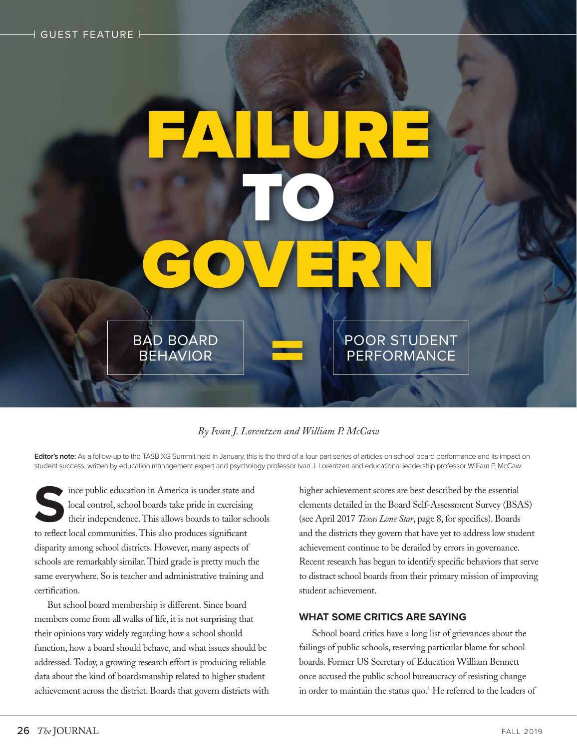GUEST FEATURE

# FAILURE TO GOVERN

BAD BOARD BEHAVIOR = POOR STUDENT PERFORMANCE

*By Ivan J. Lorentzen and William P. McCaw*

**Editor's note:** As a follow-up to the TASB XG Summit held in January, this is the third of a four-part series of articles on school board performance and its impact on student success, written by education management expert and psychology professor Ivan J. Lorentzen and educational leadership professor William P. McCaw.

Since public education in America is under state and local control, school boards take pride in exercising their independence. This allows boards to tailor schools to reflect local communities. This also produces significant disparity among school districts. However, many aspects of schools are remarkably similar. Third grade is pretty much the same everywhere. So is teacher and administrative training and certification.

But school board membership is different. Since board members come from all walks of life, it is not surprising that their opinions vary widely regarding how a school should function, how a board should behave, and what issues should be addressed. Today, a growing research effort is producing reliable data about the kind of boardsmanship related to higher student achievement across the district. Boards that govern districts with higher achievement scores are best described by the essential elements detailed in the Board Self-Assessment Survey (BSAS) (see April 2017 *Texas Lone Star*, page 8, for specifics). Boards and the districts they govern that have yet to address low student achievement continue to be derailed by errors in governance. Recent research has begun to identify specific behaviors that serve to distract school boards from their primary mission of improving student achievement.

## WHAT SOME CRITICS ARE SAYING

School board critics have a long list of grievances about the failings of public schools, reserving particular blame for school boards. Former US Secretary of Education William Bennett once accused the public school bureaucracy of resisting change in order to maintain the status quo.[1] He referred to the leaders of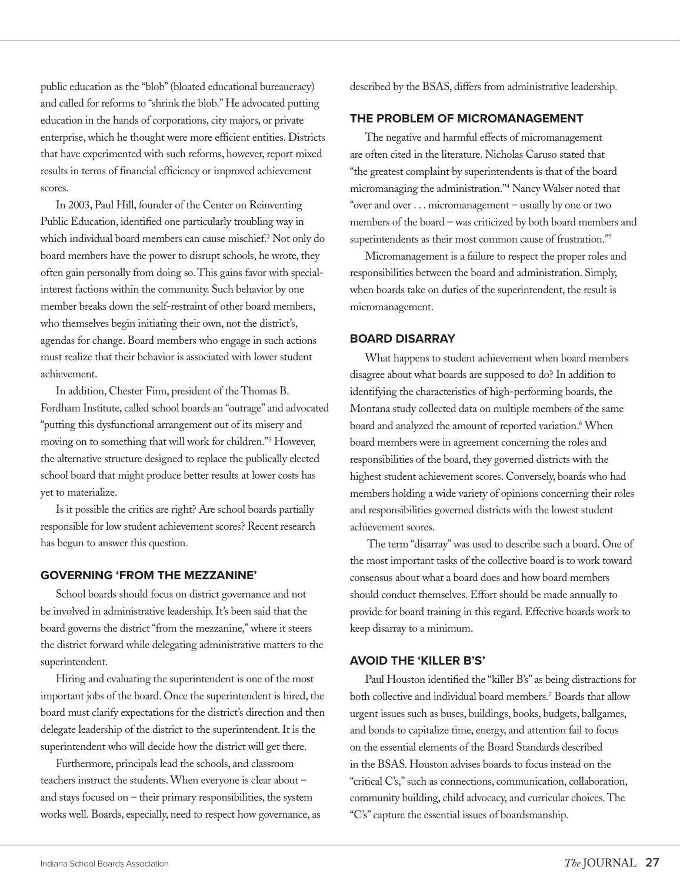public education as the "blob" (bloated educational bureaucracy) and called for reforms to "shrink the blob." He advocated putting education in the hands of corporations, city majors, or private enterprise, which he thought were more efficient entities. Districts that have experimented with such reforms, however, report mixed results in terms of financial efficiency or improved achievement scores.

In 2003, Paul Hill, founder of the Center on Reinventing Public Education, identified one particularly troubling way in which individual board members can cause mischief.[2] Not only do board members have the power to disrupt schools, he wrote, they often gain personally from doing so. This gains favor with special-interest factions within the community. Such behavior by one member breaks down the self-restraint of other board members, who themselves begin initiating their own, not the district's, agendas for change. Board members who engage in such actions must realize that their behavior is associated with lower student achievement.

In addition, Chester Finn, president of the Thomas B. Fordham Institute, called school boards an "outrage" and advocated "putting this dysfunctional arrangement out of its misery and moving on to something that will work for children."[3] However, the alternative structure designed to replace the publically elected school board that might produce better results at lower costs has yet to materialize.

Is it possible the critics are right? Are school boards partially responsible for low student achievement scores? Recent research has begun to answer this question.

## GOVERNING 'FROM THE MEZZANINE'

School boards should focus on district governance and not be involved in administrative leadership. It's been said that the board governs the district "from the mezzanine," where it steers the district forward while delegating administrative matters to the superintendent.

Hiring and evaluating the superintendent is one of the most important jobs of the board. Once the superintendent is hired, the board must clarify expectations for the district's direction and then delegate leadership of the district to the superintendent. It is the superintendent who will decide how the district will get there.

Furthermore, principals lead the schools, and classroom teachers instruct the students. When everyone is clear about – and stays focused on – their primary responsibilities, the system works well. Boards, especially, need to respect how governance, as described by the BSAS, differs from administrative leadership.

## THE PROBLEM OF MICROMANAGEMENT

The negative and harmful effects of micromanagement are often cited in the literature. Nicholas Caruso stated that "the greatest complaint by superintendents is that of the board micromanaging the administration."[4] Nancy Walser noted that "over and over . . . micromanagement – usually by one or two members of the board – was criticized by both board members and superintendents as their most common cause of frustration."[5]

Micromanagement is a failure to respect the proper roles and responsibilities between the board and administration. Simply, when boards take on duties of the superintendent, the result is micromanagement.

## BOARD DISARRAY

What happens to student achievement when board members disagree about what boards are supposed to do? In addition to identifying the characteristics of high-performing boards, the Montana study collected data on multiple members of the same board and analyzed the amount of reported variation.[6] When board members were in agreement concerning the roles and responsibilities of the board, they governed districts with the highest student achievement scores. Conversely, boards who had members holding a wide variety of opinions concerning their roles and responsibilities governed districts with the lowest student achievement scores.

The term "disarray" was used to describe such a board. One of the most important tasks of the collective board is to work toward consensus about what a board does and how board members should conduct themselves. Effort should be made annually to provide for board training in this regard. Effective boards work to keep disarray to a minimum.

## AVOID THE 'KILLER B'S'

Paul Houston identified the "killer B's" as being distractions for both collective and individual board members.[7] Boards that allow urgent issues such as buses, buildings, books, budgets, ballgames, and bonds to capitalize time, energy, and attention fail to focus on the essential elements of the Board Standards described in the BSAS. Houston advises boards to focus instead on the "critical C's," such as connections, communication, collaboration, community building, child advocacy, and curricular choices. The "C's" capture the essential issues of boardsmanship.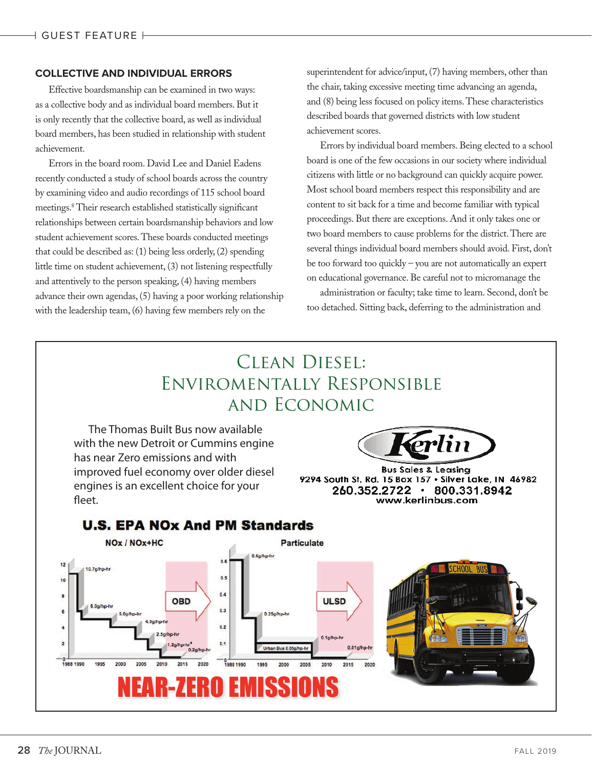## COLLECTIVE AND INDIVIDUAL ERRORS

Effective boardsmanship can be examined in two ways: as a collective body and as individual board members. But it is only recently that the collective board, as well as individual board members, has been studied in relationship with student achievement.

Errors in the board room. David Lee and Daniel Eadens recently conducted a study of school boards across the country by examining video and audio recordings of 115 school board meetings.[8] Their research established statistically significant relationships between certain boardsmanship behaviors and low student achievement scores. These boards conducted meetings that could be described as: (1) being less orderly, (2) spending little time on student achievement, (3) not listening respectfully and attentively to the person speaking, (4) having members advance their own agendas, (5) having a poor working relationship with the leadership team, (6) having few members rely on the superintendent for advice/input, (7) having members, other than the chair, taking excessive meeting time advancing an agenda, and (8) being less focused on policy items. These characteristics described boards that governed districts with low student achievement scores.

Errors by individual board members. Being elected to a school board is one of the few occasions in our society where individual citizens with little or no background can quickly acquire power. Most school board members respect this responsibility and are content to sit back for a time and become familiar with typical proceedings. But there are exceptions. And it only takes one or two board members to cause problems for the district. There are several things individual board members should avoid. First, don't be too forward too quickly – you are not automatically an expert on educational governance. Be careful not to micromanage the administration or faculty; take time to learn. Second, don't be too detached. Sitting back, deferring to the administration and

---

# Clean Diesel: Enviromentally Responsible and Economic

The Thomas Built Bus now available with the new Detroit or Cummins engine has near Zero emissions and with improved fuel economy over older diesel engines is an excellent choice for your fleet.

**Kerlin**
Bus Sales & Leasing
9294 South St. Rd. 15 Box 157 • Silver Lake, IN 46982
260.352.2722 • 800.331.8942
www.kerlinbus.com

**U.S. EPA NOx And PM Standards**

NOx / NOx+HC — Particulate

**NEAR-ZERO EMISSIONS**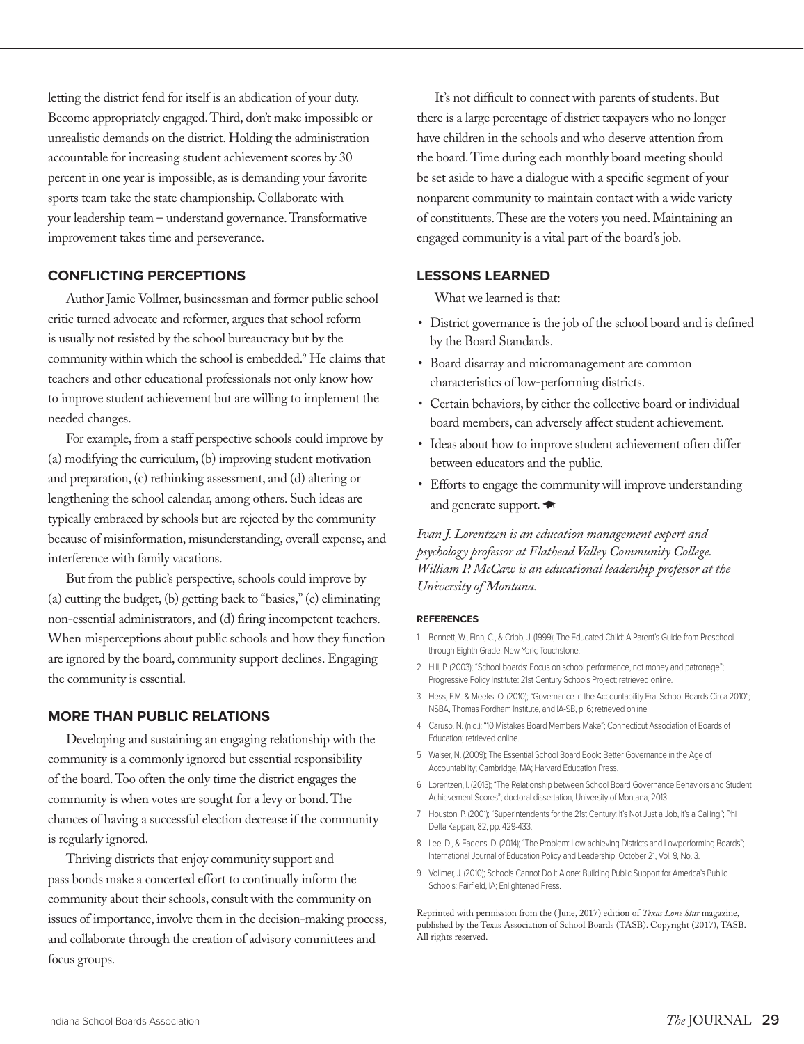letting the district fend for itself is an abdication of your duty. Become appropriately engaged. Third, don't make impossible or unrealistic demands on the district. Holding the administration accountable for increasing student achievement scores by 30 percent in one year is impossible, as is demanding your favorite sports team take the state championship. Collaborate with your leadership team – understand governance. Transformative improvement takes time and perseverance.

## CONFLICTING PERCEPTIONS

Author Jamie Vollmer, businessman and former public school critic turned advocate and reformer, argues that school reform is usually not resisted by the school bureaucracy but by the community within which the school is embedded.[9] He claims that teachers and other educational professionals not only know how to improve student achievement but are willing to implement the needed changes.

For example, from a staff perspective schools could improve by (a) modifying the curriculum, (b) improving student motivation and preparation, (c) rethinking assessment, and (d) altering or lengthening the school calendar, among others. Such ideas are typically embraced by schools but are rejected by the community because of misinformation, misunderstanding, overall expense, and interference with family vacations.

But from the public's perspective, schools could improve by (a) cutting the budget, (b) getting back to "basics," (c) eliminating non-essential administrators, and (d) firing incompetent teachers. When misperceptions about public schools and how they function are ignored by the board, community support declines. Engaging the community is essential.

## MORE THAN PUBLIC RELATIONS

Developing and sustaining an engaging relationship with the community is a commonly ignored but essential responsibility of the board. Too often the only time the district engages the community is when votes are sought for a levy or bond. The chances of having a successful election decrease if the community is regularly ignored.

Thriving districts that enjoy community support and pass bonds make a concerted effort to continually inform the community about their schools, consult with the community on issues of importance, involve them in the decision-making process, and collaborate through the creation of advisory committees and focus groups.

It's not difficult to connect with parents of students. But there is a large percentage of district taxpayers who no longer have children in the schools and who deserve attention from the board. Time during each monthly board meeting should be set aside to have a dialogue with a specific segment of your nonparent community to maintain contact with a wide variety of constituents. These are the voters you need. Maintaining an engaged community is a vital part of the board's job.

## LESSONS LEARNED

What we learned is that:

- District governance is the job of the school board and is defined by the Board Standards.
- Board disarray and micromanagement are common characteristics of low-performing districts.
- Certain behaviors, by either the collective board or individual board members, can adversely affect student achievement.
- Ideas about how to improve student achievement often differ between educators and the public.
- Efforts to engage the community will improve understanding and generate support.

*Ivan J. Lorentzen is an education management expert and psychology professor at Flathead Valley Community College. William P. McCaw is an educational leadership professor at the University of Montana.*

#### REFERENCES

1. Bennett, W., Finn, C., & Cribb, J. (1999); The Educated Child: A Parent's Guide from Preschool through Eighth Grade; New York; Touchstone.
2. Hill, P. (2003); "School boards: Focus on school performance, not money and patronage"; Progressive Policy Institute: 21st Century Schools Project; retrieved online.
3. Hess, F.M. & Meeks, O. (2010); "Governance in the Accountability Era: School Boards Circa 2010"; NSBA, Thomas Fordham Institute, and IA-SB, p. 6; retrieved online.
4. Caruso, N. (n.d.); "10 Mistakes Board Members Make"; Connecticut Association of Boards of Education; retrieved online.
5. Walser, N. (2009); The Essential School Board Book: Better Governance in the Age of Accountability; Cambridge, MA; Harvard Education Press.
6. Lorentzen, I. (2013); "The Relationship between School Board Governance Behaviors and Student Achievement Scores"; doctoral dissertation, University of Montana, 2013.
7. Houston, P. (2001); "Superintendents for the 21st Century: It's Not Just a Job, It's a Calling"; Phi Delta Kappan, 82, pp. 429-433.
8. Lee, D., & Eadens, D. (2014); "The Problem: Low-achieving Districts and Lowperforming Boards"; International Journal of Education Policy and Leadership; October 21, Vol. 9, No. 3.
9. Vollmer, J. (2010); Schools Cannot Do It Alone: Building Public Support for America's Public Schools; Fairfield, IA; Enlightened Press.

Reprinted with permission from the (June, 2017) edition of *Texas Lone Star* magazine, published by the Texas Association of School Boards (TASB). Copyright (2017), TASB. All rights reserved.